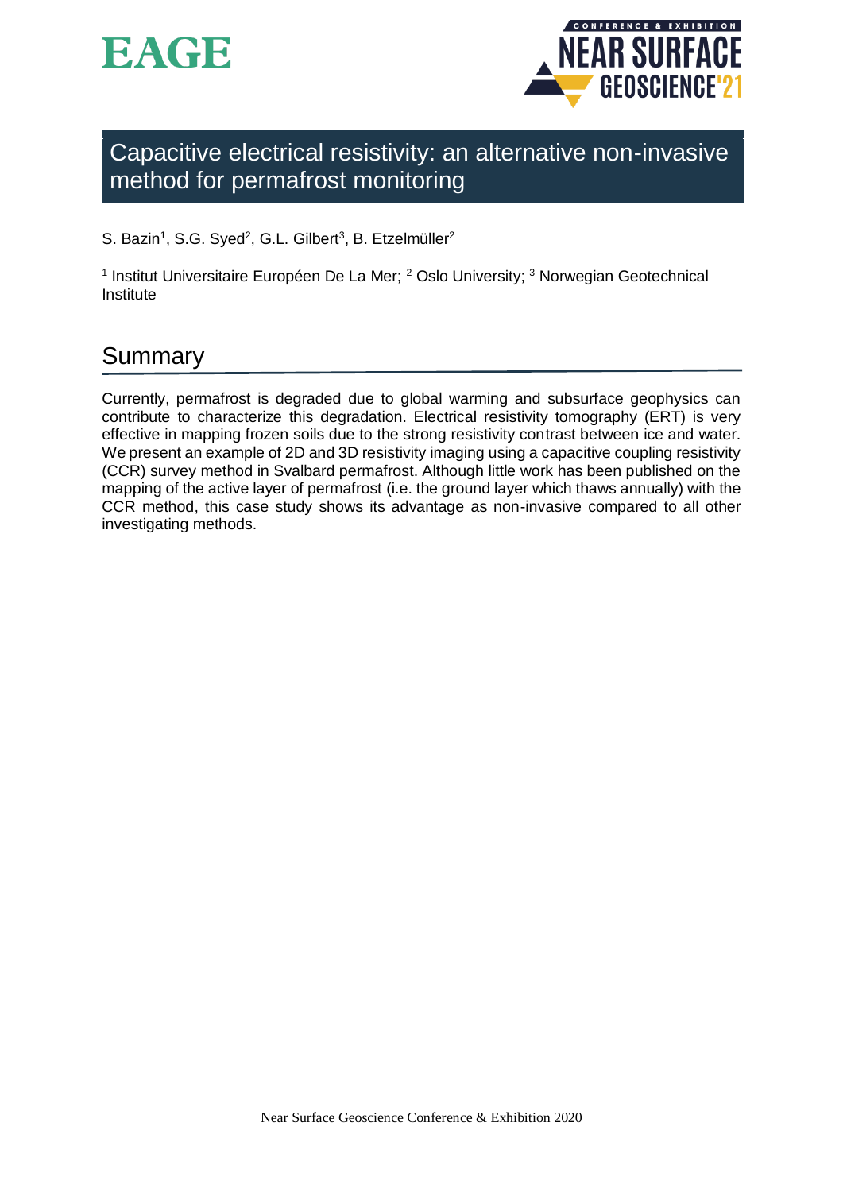# Capacitive electrical resistivity: an alternative non-invasive method for permafrost monitoring

S. Bazin[1], S.G. Syed[2], G.L. Gilbert[3], B. Etzelmüller[2]

[1] Institut Universitaire Européen De La Mer; [2] Oslo University; [3] Norwegian Geotechnical Institute

## Summary

Currently, permafrost is degraded due to global warming and subsurface geophysics can contribute to characterize this degradation. Electrical resistivity tomography (ERT) is very effective in mapping frozen soils due to the strong resistivity contrast between ice and water. We present an example of 2D and 3D resistivity imaging using a capacitive coupling resistivity (CCR) survey method in Svalbard permafrost. Although little work has been published on the mapping of the active layer of permafrost (i.e. the ground layer which thaws annually) with the CCR method, this case study shows its advantage as non-invasive compared to all other investigating methods.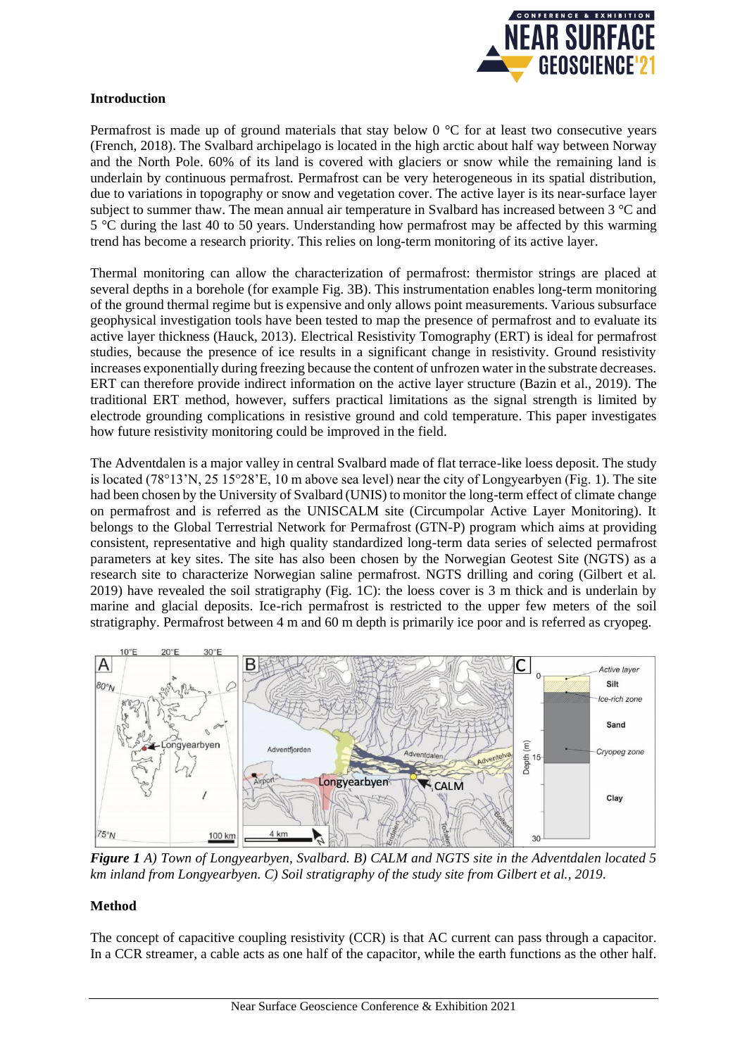## Introduction

Permafrost is made up of ground materials that stay below 0 °C for at least two consecutive years (French, 2018). The Svalbard archipelago is located in the high arctic about half way between Norway and the North Pole. 60% of its land is covered with glaciers or snow while the remaining land is underlain by continuous permafrost. Permafrost can be very heterogeneous in its spatial distribution, due to variations in topography or snow and vegetation cover. The active layer is its near-surface layer subject to summer thaw. The mean annual air temperature in Svalbard has increased between 3 °C and 5 °C during the last 40 to 50 years. Understanding how permafrost may be affected by this warming trend has become a research priority. This relies on long-term monitoring of its active layer.

Thermal monitoring can allow the characterization of permafrost: thermistor strings are placed at several depths in a borehole (for example Fig. 3B). This instrumentation enables long-term monitoring of the ground thermal regime but is expensive and only allows point measurements. Various subsurface geophysical investigation tools have been tested to map the presence of permafrost and to evaluate its active layer thickness (Hauck, 2013). Electrical Resistivity Tomography (ERT) is ideal for permafrost studies, because the presence of ice results in a significant change in resistivity. Ground resistivity increases exponentially during freezing because the content of unfrozen water in the substrate decreases. ERT can therefore provide indirect information on the active layer structure (Bazin et al., 2019). The traditional ERT method, however, suffers practical limitations as the signal strength is limited by electrode grounding complications in resistive ground and cold temperature. This paper investigates how future resistivity monitoring could be improved in the field.

The Adventdalen is a major valley in central Svalbard made of flat terrace-like loess deposit. The study is located (78°13'N, 25 15°28'E, 10 m above sea level) near the city of Longyearbyen (Fig. 1). The site had been chosen by the University of Svalbard (UNIS) to monitor the long-term effect of climate change on permafrost and is referred as the UNISCALM site (Circumpolar Active Layer Monitoring). It belongs to the Global Terrestrial Network for Permafrost (GTN-P) program which aims at providing consistent, representative and high quality standardized long-term data series of selected permafrost parameters at key sites. The site has also been chosen by the Norwegian Geotest Site (NGTS) as a research site to characterize Norwegian saline permafrost. NGTS drilling and coring (Gilbert et al. 2019) have revealed the soil stratigraphy (Fig. 1C): the loess cover is 3 m thick and is underlain by marine and glacial deposits. Ice-rich permafrost is restricted to the upper few meters of the soil stratigraphy. Permafrost between 4 m and 60 m depth is primarily ice poor and is referred as cryopeg.

***Figure 1** A) Town of Longyearbyen, Svalbard. B) CALM and NGTS site in the Adventdalen located 5 km inland from Longyearbyen. C) Soil stratigraphy of the study site from Gilbert et al., 2019.*

## Method

The concept of capacitive coupling resistivity (CCR) is that AC current can pass through a capacitor. In a CCR streamer, a cable acts as one half of the capacitor, while the earth functions as the other half.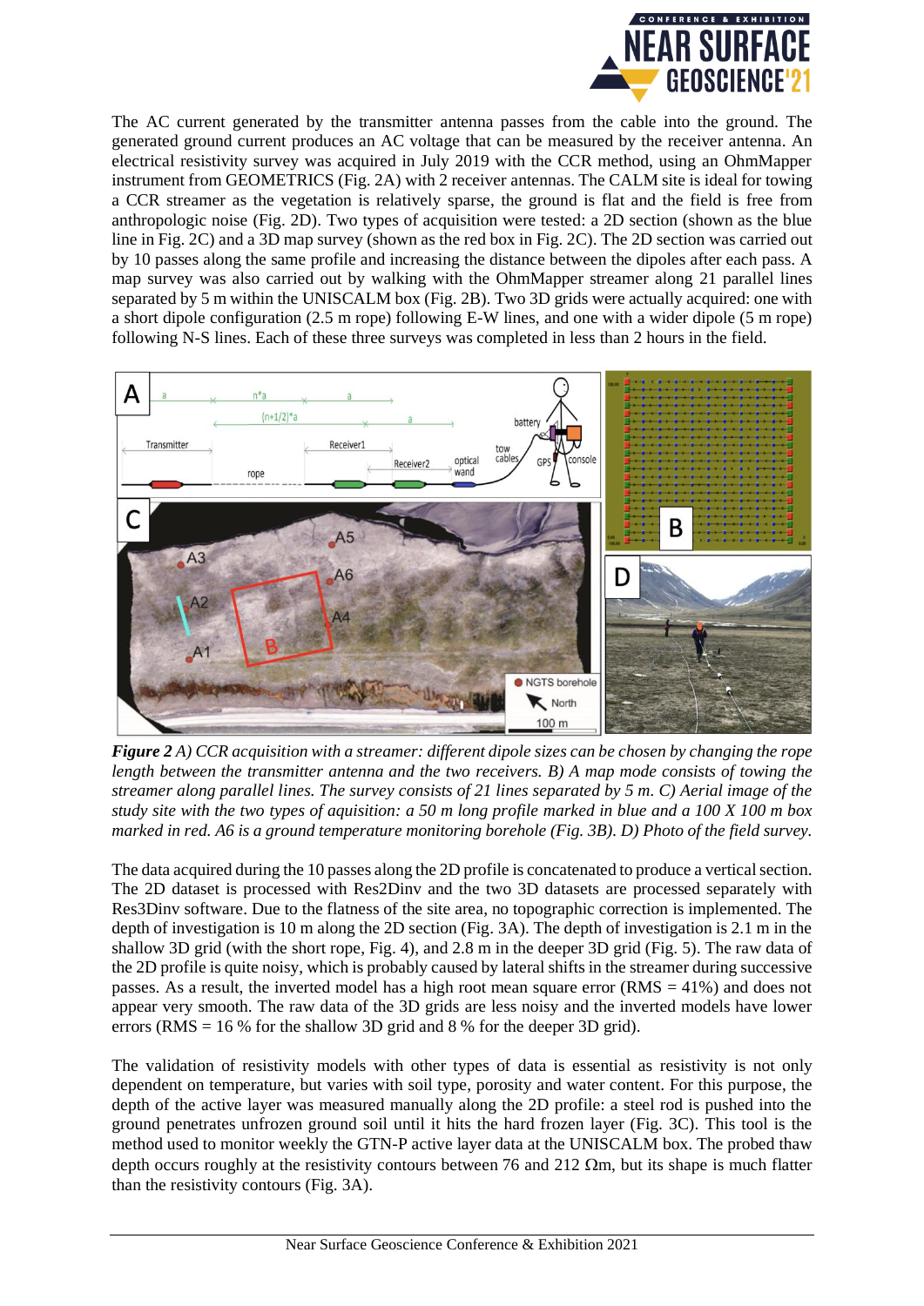The AC current generated by the transmitter antenna passes from the cable into the ground. The generated ground current produces an AC voltage that can be measured by the receiver antenna. An electrical resistivity survey was acquired in July 2019 with the CCR method, using an OhmMapper instrument from GEOMETRICS (Fig. 2A) with 2 receiver antennas. The CALM site is ideal for towing a CCR streamer as the vegetation is relatively sparse, the ground is flat and the field is free from anthropologic noise (Fig. 2D). Two types of acquisition were tested: a 2D section (shown as the blue line in Fig. 2C) and a 3D map survey (shown as the red box in Fig. 2C). The 2D section was carried out by 10 passes along the same profile and increasing the distance between the dipoles after each pass. A map survey was also carried out by walking with the OhmMapper streamer along 21 parallel lines separated by 5 m within the UNISCALM box (Fig. 2B). Two 3D grids were actually acquired: one with a short dipole configuration (2.5 m rope) following E-W lines, and one with a wider dipole (5 m rope) following N-S lines. Each of these three surveys was completed in less than 2 hours in the field.

*Figure 2 A) CCR acquisition with a streamer: different dipole sizes can be chosen by changing the rope length between the transmitter antenna and the two receivers. B) A map mode consists of towing the streamer along parallel lines. The survey consists of 21 lines separated by 5 m. C) Aerial image of the study site with the two types of aquisition: a 50 m long profile marked in blue and a 100 X 100 m box marked in red. A6 is a ground temperature monitoring borehole (Fig. 3B). D) Photo of the field survey.*

The data acquired during the 10 passes along the 2D profile is concatenated to produce a vertical section. The 2D dataset is processed with Res2Dinv and the two 3D datasets are processed separately with Res3Dinv software. Due to the flatness of the site area, no topographic correction is implemented. The depth of investigation is 10 m along the 2D section (Fig. 3A). The depth of investigation is 2.1 m in the shallow 3D grid (with the short rope, Fig. 4), and 2.8 m in the deeper 3D grid (Fig. 5). The raw data of the 2D profile is quite noisy, which is probably caused by lateral shifts in the streamer during successive passes. As a result, the inverted model has a high root mean square error (RMS = 41%) and does not appear very smooth. The raw data of the 3D grids are less noisy and the inverted models have lower errors (RMS = 16 % for the shallow 3D grid and 8 % for the deeper 3D grid).

The validation of resistivity models with other types of data is essential as resistivity is not only dependent on temperature, but varies with soil type, porosity and water content. For this purpose, the depth of the active layer was measured manually along the 2D profile: a steel rod is pushed into the ground penetrates unfrozen ground soil until it hits the hard frozen layer (Fig. 3C). This tool is the method used to monitor weekly the GTN-P active layer data at the UNISCALM box. The probed thaw depth occurs roughly at the resistivity contours between 76 and 212 Ωm, but its shape is much flatter than the resistivity contours (Fig. 3A).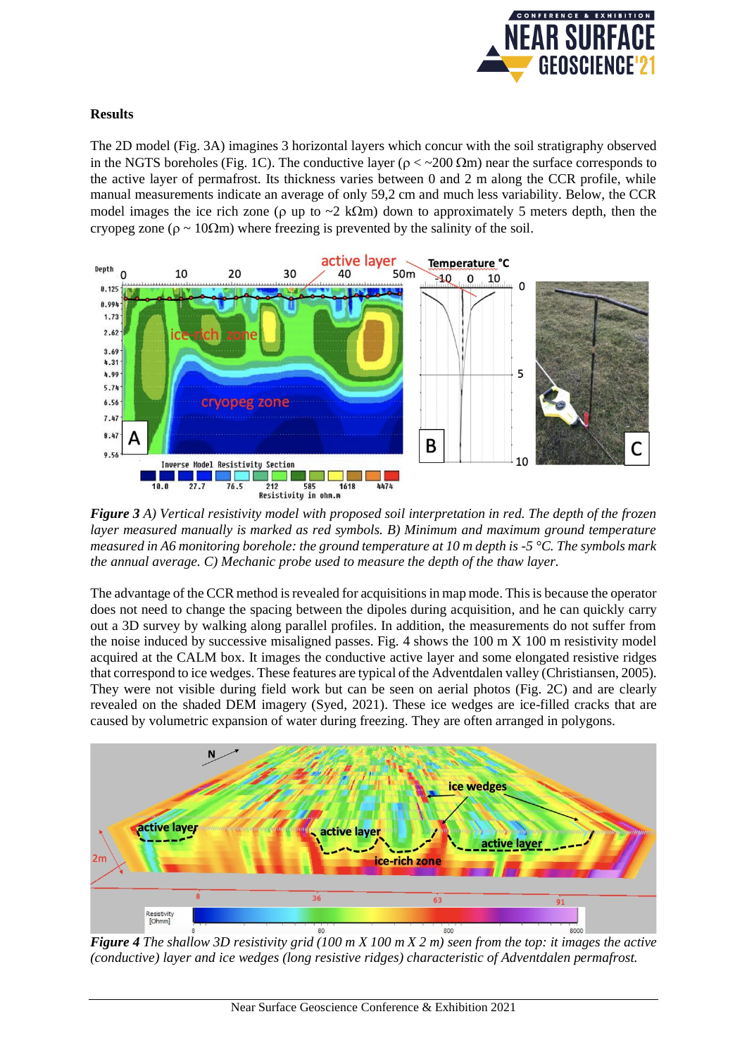## Results

The 2D model (Fig. 3A) imagines 3 horizontal layers which concur with the soil stratigraphy observed in the NGTS boreholes (Fig. 1C). The conductive layer ($\rho <$ ~200 $\Omega$m) near the surface corresponds to the active layer of permafrost. Its thickness varies between 0 and 2 m along the CCR profile, while manual measurements indicate an average of only 59,2 cm and much less variability. Below, the CCR model images the ice rich zone ($\rho$ up to ~2 k$\Omega$m) down to approximately 5 meters depth, then the cryopeg zone ($\rho$ ~ 10$\Omega$m) where freezing is prevented by the salinity of the soil.

***Figure 3*** *A) Vertical resistivity model with proposed soil interpretation in red. The depth of the frozen layer measured manually is marked as red symbols. B) Minimum and maximum ground temperature measured in A6 monitoring borehole: the ground temperature at 10 m depth is -5 °C. The symbols mark the annual average. C) Mechanic probe used to measure the depth of the thaw layer.*

The advantage of the CCR method is revealed for acquisitions in map mode. This is because the operator does not need to change the spacing between the dipoles during acquisition, and he can quickly carry out a 3D survey by walking along parallel profiles. In addition, the measurements do not suffer from the noise induced by successive misaligned passes. Fig. 4 shows the 100 m X 100 m resistivity model acquired at the CALM box. It images the conductive active layer and some elongated resistive ridges that correspond to ice wedges. These features are typical of the Adventdalen valley (Christiansen, 2005). They were not visible during field work but can be seen on aerial photos (Fig. 2C) and are clearly revealed on the shaded DEM imagery (Syed, 2021). These ice wedges are ice-filled cracks that are caused by volumetric expansion of water during freezing. They are often arranged in polygons.

***Figure 4*** *The shallow 3D resistivity grid (100 m X 100 m X 2 m) seen from the top: it images the active (conductive) layer and ice wedges (long resistive ridges) characteristic of Adventdalen permafrost.*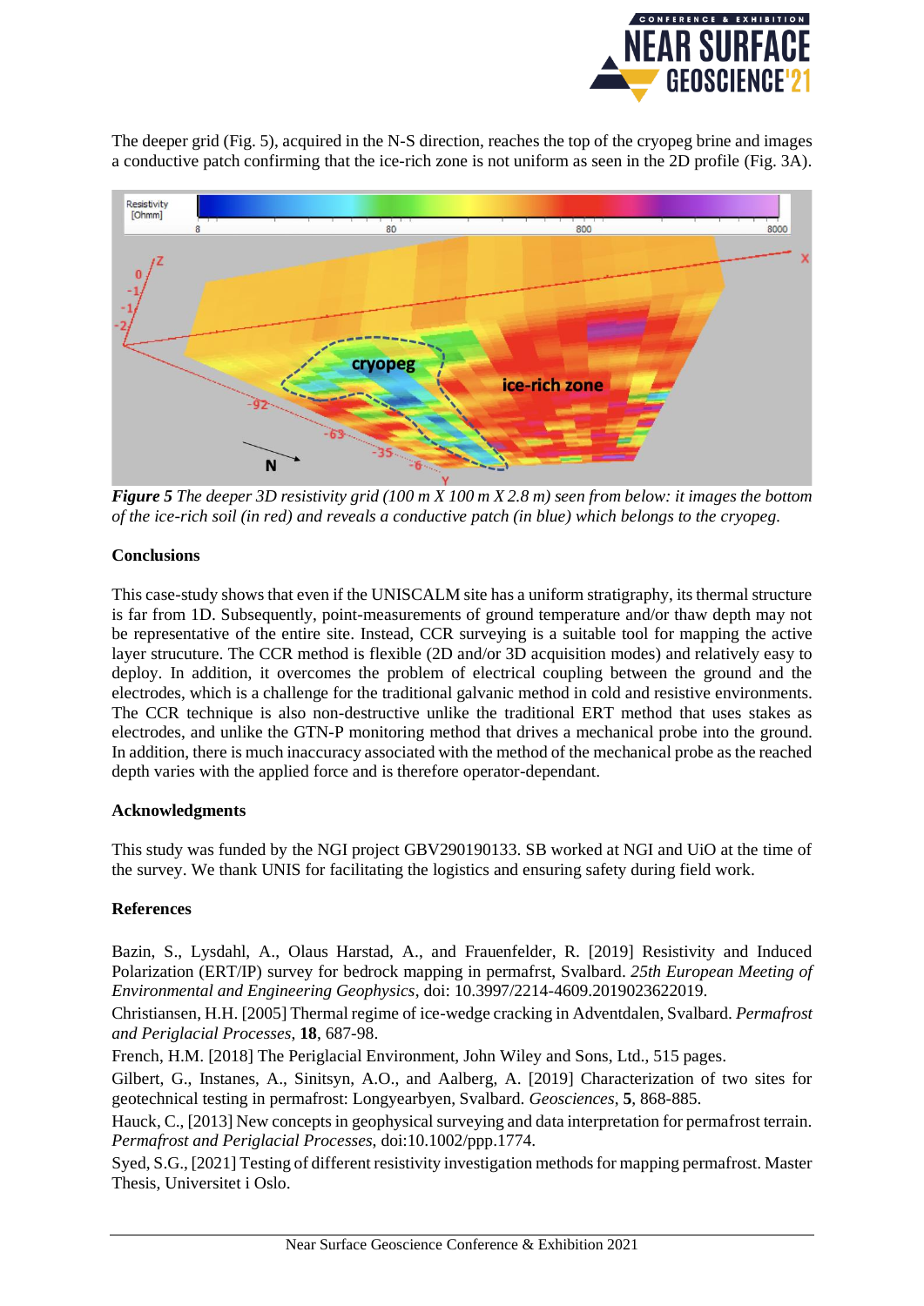The deeper grid (Fig. 5), acquired in the N-S direction, reaches the top of the cryopeg brine and images a conductive patch confirming that the ice-rich zone is not uniform as seen in the 2D profile (Fig. 3A).

Resistivity [Ohmm]
8
80
800
8000
Z
0
-1
-1
-2
X
cryopeg
ice-rich zone
-92
-63
-35
-6
N
Y

***Figure 5*** *The deeper 3D resistivity grid (100 m X 100 m X 2.8 m) seen from below: it images the bottom of the ice-rich soil (in red) and reveals a conductive patch (in blue) which belongs to the cryopeg.*

## Conclusions

This case-study shows that even if the UNISCALM site has a uniform stratigraphy, its thermal structure is far from 1D. Subsequently, point-measurements of ground temperature and/or thaw depth may not be representative of the entire site. Instead, CCR surveying is a suitable tool for mapping the active layer strucuture. The CCR method is flexible (2D and/or 3D acquisition modes) and relatively easy to deploy. In addition, it overcomes the problem of electrical coupling between the ground and the electrodes, which is a challenge for the traditional galvanic method in cold and resistive environments. The CCR technique is also non-destructive unlike the traditional ERT method that uses stakes as electrodes, and unlike the GTN-P monitoring method that drives a mechanical probe into the ground. In addition, there is much inaccuracy associated with the method of the mechanical probe as the reached depth varies with the applied force and is therefore operator-dependant.

## Acknowledgments

This study was funded by the NGI project GBV290190133. SB worked at NGI and UiO at the time of the survey. We thank UNIS for facilitating the logistics and ensuring safety during field work.

## References

Bazin, S., Lysdahl, A., Olaus Harstad, A., and Frauenfelder, R. [2019] Resistivity and Induced Polarization (ERT/IP) survey for bedrock mapping in permafrst, Svalbard. *25th European Meeting of Environmental and Engineering Geophysics*, doi: 10.3997/2214-4609.2019023622019.

Christiansen, H.H. [2005] Thermal regime of ice-wedge cracking in Adventdalen, Svalbard. *Permafrost and Periglacial Processes*, **18**, 687-98.

French, H.M. [2018] The Periglacial Environment, John Wiley and Sons, Ltd., 515 pages.

Gilbert, G., Instanes, A., Sinitsyn, A.O., and Aalberg, A. [2019] Characterization of two sites for geotechnical testing in permafrost: Longyearbyen, Svalbard. *Geosciences*, **5**, 868-885.

Hauck, C., [2013] New concepts in geophysical surveying and data interpretation for permafrost terrain. *Permafrost and Periglacial Processes*, doi:10.1002/ppp.1774.

Syed, S.G., [2021] Testing of different resistivity investigation methods for mapping permafrost. Master Thesis, Universitet i Oslo.